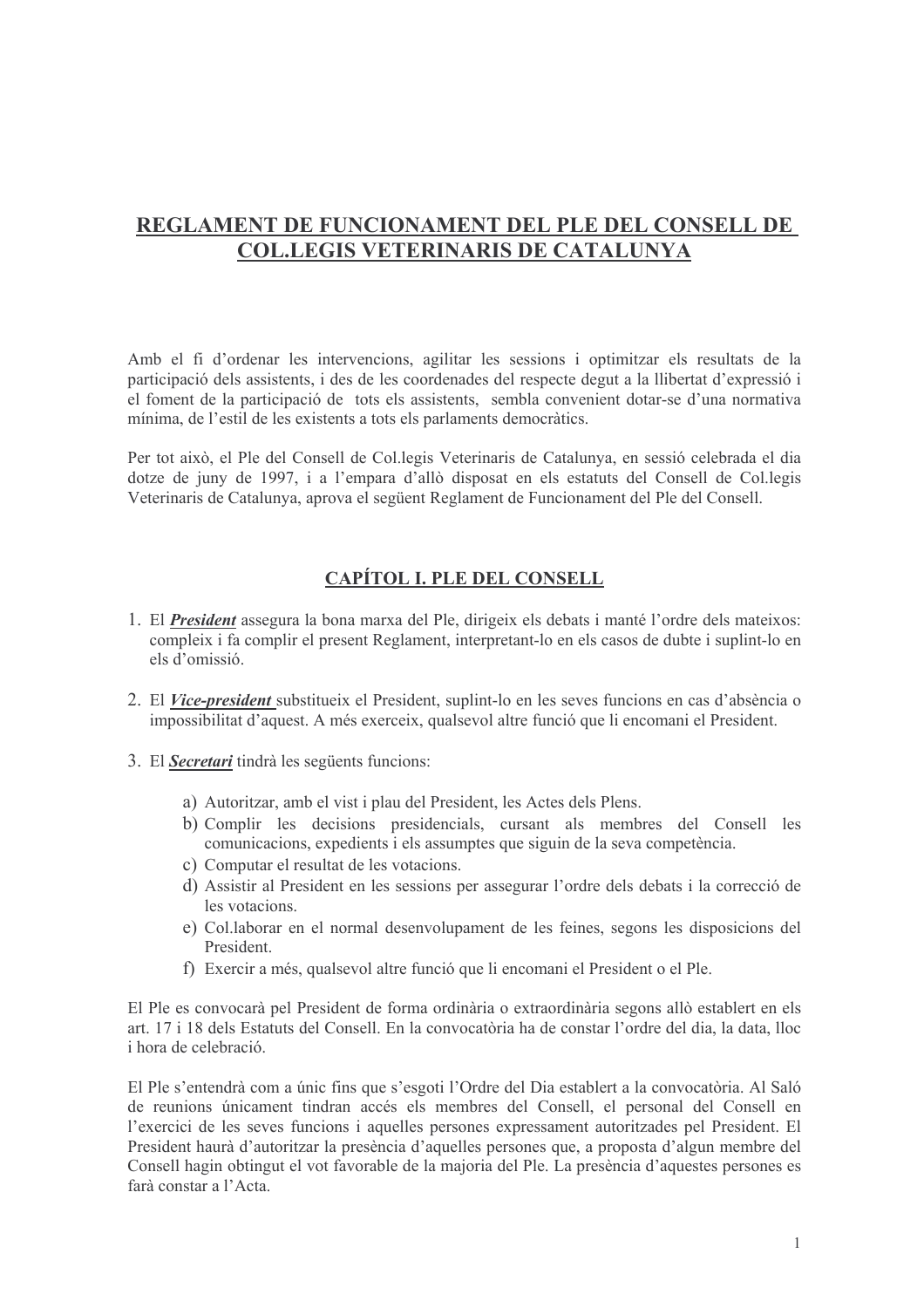# REGLAMENT DE FUNCIONAMENT DEL PLE DEL CONSELL DE COL.LEGIS VETERINARIS DE CATALUNYA

Amb el fi d'ordenar les intervencions, agilitar les sessions i optimitzar els resultats de la participació dels assistents, i des de les coordenades del respecte degut a la llibertat d'expressió i el foment de la participació de tots els assistents, sembla convenient dotar-se d'una normativa mínima, de l'estil de les existents a tots els parlaments democràtics.

Per tot això, el Ple del Consell de Col.legis Veterinaris de Catalunya, en sessió celebrada el dia dotze de juny de 1997, i a l'empara d'allò disposat en els estatuts del Consell de Col.legis Veterinaris de Catalunya, aprova el següent Reglament de Funcionament del Ple del Consell.

## CAPÍTOL I. PLE DEL CONSELL

1. El ***President*** assegura la bona marxa del Ple, dirigeix els debats i manté l'ordre dels mateixos: compleix i fa complir el present Reglament, interpretant-lo en els casos de dubte i suplint-lo en els d'omissió.

2. El ***Vice-president*** substitueix el President, suplint-lo en les seves funcions en cas d'absència o impossibilitat d'aquest. A més exerceix, qualsevol altre funció que li encomani el President.

3. El ***Secretari*** tindrà les següents funcions:

    a) Autoritzar, amb el vist i plau del President, les Actes dels Plens.
    b) Complir les decisions presidencials, cursant als membres del Consell les comunicacions, expedients i els assumptes que siguin de la seva competència.
    c) Computar el resultat de les votacions.
    d) Assistir al President en les sessions per assegurar l'ordre dels debats i la correcció de les votacions.
    e) Col.laborar en el normal desenvolupament de les feines, segons les disposicions del President.
    f) Exercir a més, qualsevol altre funció que li encomani el President o el Ple.

El Ple es convocarà pel President de forma ordinària o extraordinària segons allò establert en els art. 17 i 18 dels Estatuts del Consell. En la convocatòria ha de constar l'ordre del dia, la data, lloc i hora de celebració.

El Ple s'entendrà com a únic fins que s'esgoti l'Ordre del Dia establert a la convocatòria. Al Saló de reunions únicament tindran accés els membres del Consell, el personal del Consell en l'exercici de les seves funcions i aquelles persones expressament autoritzades pel President. El President haurà d'autoritzar la presència d'aquelles persones que, a proposta d'algun membre del Consell hagin obtingut el vot favorable de la majoria del Ple. La presència d'aquestes persones es farà constar a l'Acta.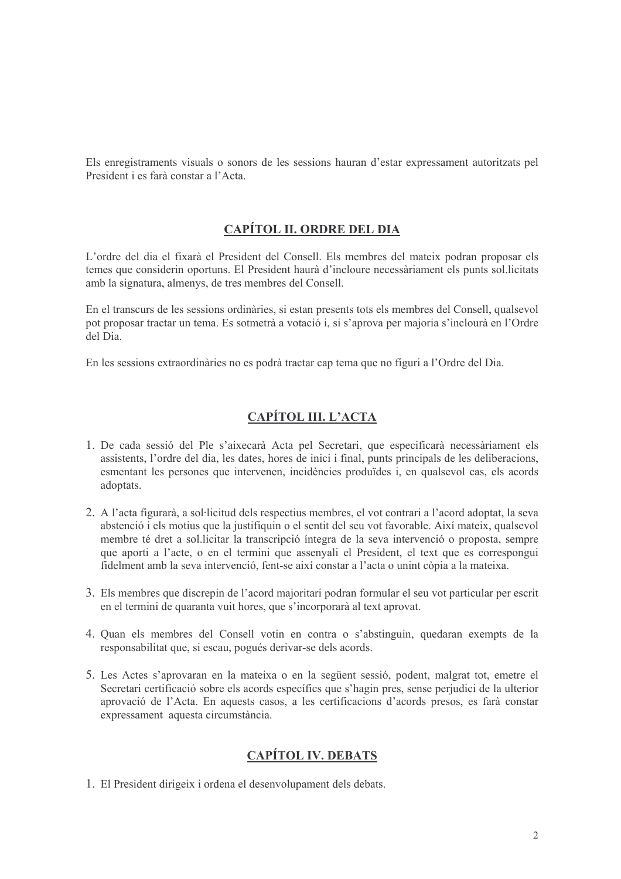Els enregistraments visuals o sonors de les sessions hauran d'estar expressament autoritzats pel President i es farà constar a l'Acta.

## CAPÍTOL II. ORDRE DEL DIA

L'ordre del dia el fixarà el President del Consell. Els membres del mateix podran proposar els temes que considerin oportuns. El President haurà d'incloure necessàriament els punts sol.licitats amb la signatura, almenys, de tres membres del Consell.

En el transcurs de les sessions ordinàries, si estan presents tots els membres del Consell, qualsevol pot proposar tractar un tema. Es sotmetrà a votació i, si s'aprova per majoria s'inclourà en l'Ordre del Dia.

En les sessions extraordinàries no es podrà tractar cap tema que no figuri a l'Ordre del Dia.

## CAPÍTOL III. L'ACTA

1. De cada sessió del Ple s'aixecarà Acta pel Secretari, que especificarà necessàriament els assistents, l'ordre del dia, les dates, hores de inici i final, punts principals de les deliberacions, esmentant les persones que intervenen, incidències produïdes i, en qualsevol cas, els acords adoptats.

2. A l'acta figurarà, a sol·licitud dels respectius membres, el vot contrari a l'acord adoptat, la seva abstenció i els motius que la justifiquin o el sentit del seu vot favorable. Així mateix, qualsevol membre té dret a sol.licitar la transcripció íntegra de la seva intervenció o proposta, sempre que aporti a l'acte, o en el termini que assenyali el President, el text que es correspongui fidelment amb la seva intervenció, fent-se així constar a l'acta o unint còpia a la mateixa.

3. Els membres que discrepin de l'acord majoritari podran formular el seu vot particular per escrit en el termini de quaranta vuit hores, que s'incorporarà al text aprovat.

4. Quan els membres del Consell votin en contra o s'abstinguin, quedaran exempts de la responsabilitat que, si escau, pogués derivar-se dels acords.

5. Les Actes s'aprovaran en la mateixa o en la següent sessió, podent, malgrat tot, emetre el Secretari certificació sobre els acords específics que s'hagin pres, sense perjudici de la ulterior aprovació de l'Acta. En aquests casos, a les certificacions d'acords presos, es farà constar expressament aquesta circumstància.

## CAPÍTOL IV. DEBATS

1. El President dirigeix i ordena el desenvolupament dels debats.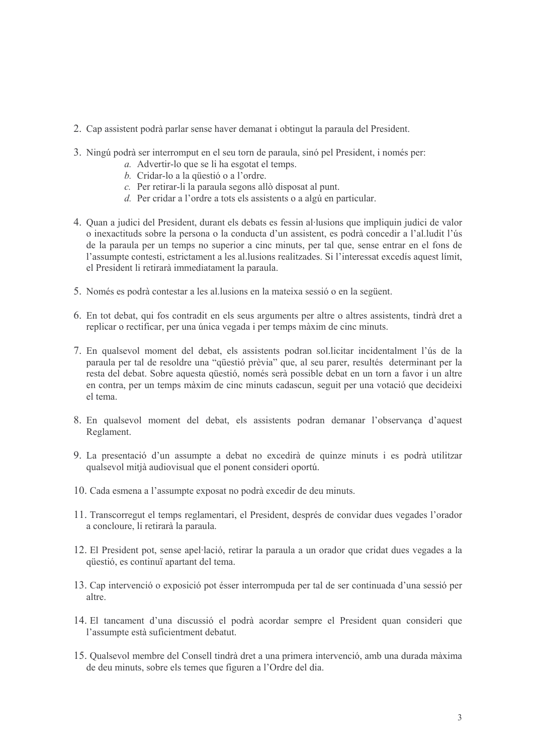2. Cap assistent podrà parlar sense haver demanat i obtingut la paraula del President.

3. Ningú podrà ser interromput en el seu torn de paraula, sinó pel President, i només per:
    *a.* Advertir-lo que se li ha esgotat el temps.
    *b.* Cridar-lo a la qüestió o a l'ordre.
    *c.* Per retirar-li la paraula segons allò disposat al punt.
    *d.* Per cridar a l'ordre a tots els assistents o a algú en particular.

4. Quan a judici del President, durant els debats es fessin al·lusions que impliquin judici de valor o inexactituds sobre la persona o la conducta d'un assistent, es podrà concedir a l'al.ludit l'ús de la paraula per un temps no superior a cinc minuts, per tal que, sense entrar en el fons de l'assumpte contesti, estrictament a les al.lusions realitzades. Si l'interessat excedís aquest límit, el President li retirarà immediatament la paraula.

5. Només es podrà contestar a les al.lusions en la mateixa sessió o en la següent.

6. En tot debat, qui fos contradit en els seus arguments per altre o altres assistents, tindrà dret a replicar o rectificar, per una única vegada i per temps màxim de cinc minuts.

7. En qualsevol moment del debat, els assistents podran sol.licitar incidentalment l'ús de la paraula per tal de resoldre una "qüestió prèvia" que, al seu parer, resultés determinant per la resta del debat. Sobre aquesta qüestió, només serà possible debat en un torn a favor i un altre en contra, per un temps màxim de cinc minuts cadascun, seguit per una votació que decideixi el tema.

8. En qualsevol moment del debat, els assistents podran demanar l'observança d'aquest Reglament.

9. La presentació d'un assumpte a debat no excedirà de quinze minuts i es podrà utilitzar qualsevol mitjà audiovisual que el ponent consideri oportú.

10. Cada esmena a l'assumpte exposat no podrà excedir de deu minuts.

11. Transcorregut el temps reglamentari, el President, després de convidar dues vegades l'orador a concloure, li retirarà la paraula.

12. El President pot, sense apel·lació, retirar la paraula a un orador que cridat dues vegades a la qüestió, es continuï apartant del tema.

13. Cap intervenció o exposició pot ésser interrompuda per tal de ser continuada d'una sessió per altre.

14. El tancament d'una discussió el podrà acordar sempre el President quan consideri que l'assumpte està suficientment debatut.

15. Qualsevol membre del Consell tindrà dret a una primera intervenció, amb una durada màxima de deu minuts, sobre els temes que figuren a l'Ordre del dia.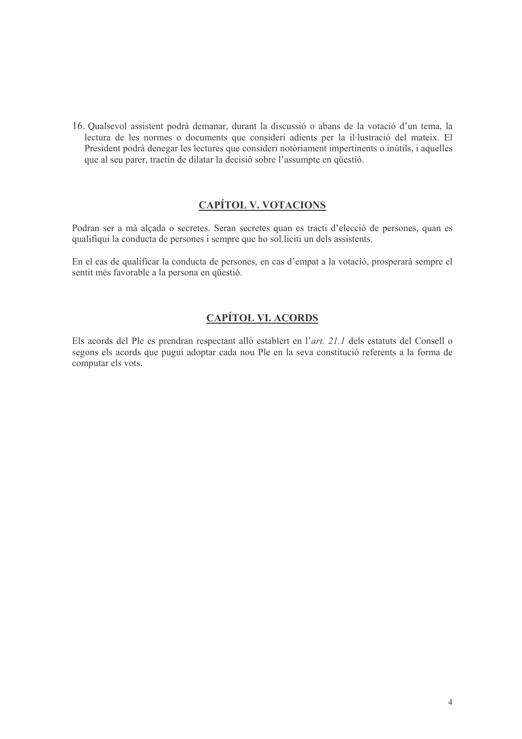16. Qualsevol assistent podrà demanar, durant la discussió o abans de la votació d'un tema, la lectura de les normes o documents que consideri adients per la il·lustració del mateix. El President podrà denegar les lectures que consideri notòriament impertinents o inútils, i aquelles que al seu parer, tractin de dilatar la decisió sobre l'assumpte en qüestió.

## CAPÍTOL V. VOTACIONS

Podran ser a mà alçada o secretes. Seran secretes quan es tracti d'elecció de persones, quan es qualifiqui la conducta de persones i sempre que ho sol.liciti un dels assistents.

En el cas de qualificar la conducta de persones, en cas d'empat a la votació, prosperarà sempre el sentit més favorable a la persona en qüestió.

## CAPÍTOL VI. ACORDS

Els acords del Ple es prendran respectant allò establert en l'*art. 21.1* dels estatuts del Consell o segons els acords que pugui adoptar cada nou Ple en la seva constitució referents a la forma de computar els vots.